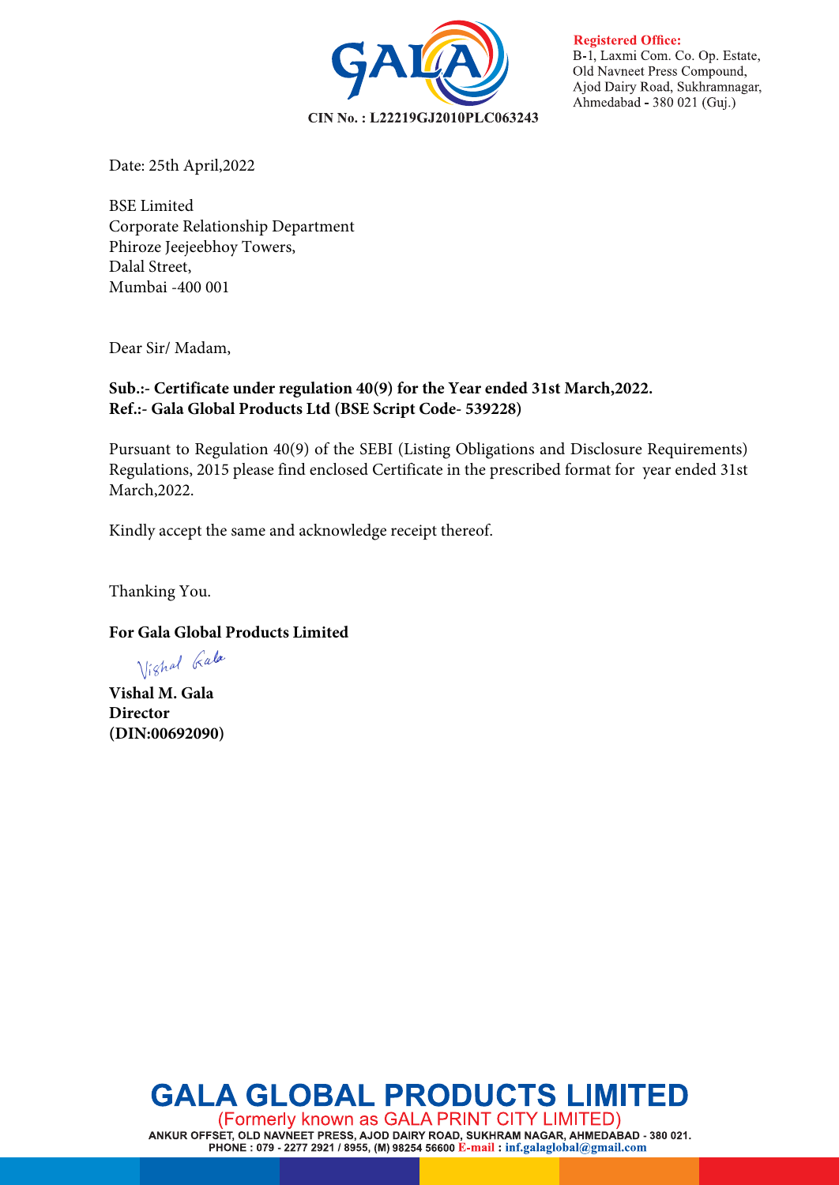CIN No. : L22219GJ2010PLC063243

**Registered Office:**
B-1, Laxmi Com. Co. Op. Estate,
Old Navneet Press Compound,
Ajod Dairy Road, Sukhramnagar,
Ahmedabad - 380 021 (Guj.)

Date: 25th April,2022

BSE Limited
Corporate Relationship Department
Phiroze Jeejeebhoy Towers,
Dalal Street,
Mumbai -400 001

Dear Sir/ Madam,

**Sub.:- Certificate under regulation 40(9) for the Year ended 31st March,2022.**
**Ref.:- Gala Global Products Ltd (BSE Script Code- 539228)**

Pursuant to Regulation 40(9) of the SEBI (Listing Obligations and Disclosure Requirements) Regulations, 2015 please find enclosed Certificate in the prescribed format for year ended 31st March,2022.

Kindly accept the same and acknowledge receipt thereof.

Thanking You.

**For Gala Global Products Limited**

Vishal Gala

**Vishal M. Gala**
**Director**
**(DIN:00692090)**

**GALA GLOBAL PRODUCTS LIMITED**
(Formerly known as GALA PRINT CITY LIMITED)
ANKUR OFFSET, OLD NAVNEET PRESS, AJOD DAIRY ROAD, SUKHRAM NAGAR, AHMEDABAD - 380 021.
PHONE : 079 - 2277 2921 / 8955, (M) 98254 56600 E-mail : inf.galaglobal@gmail.com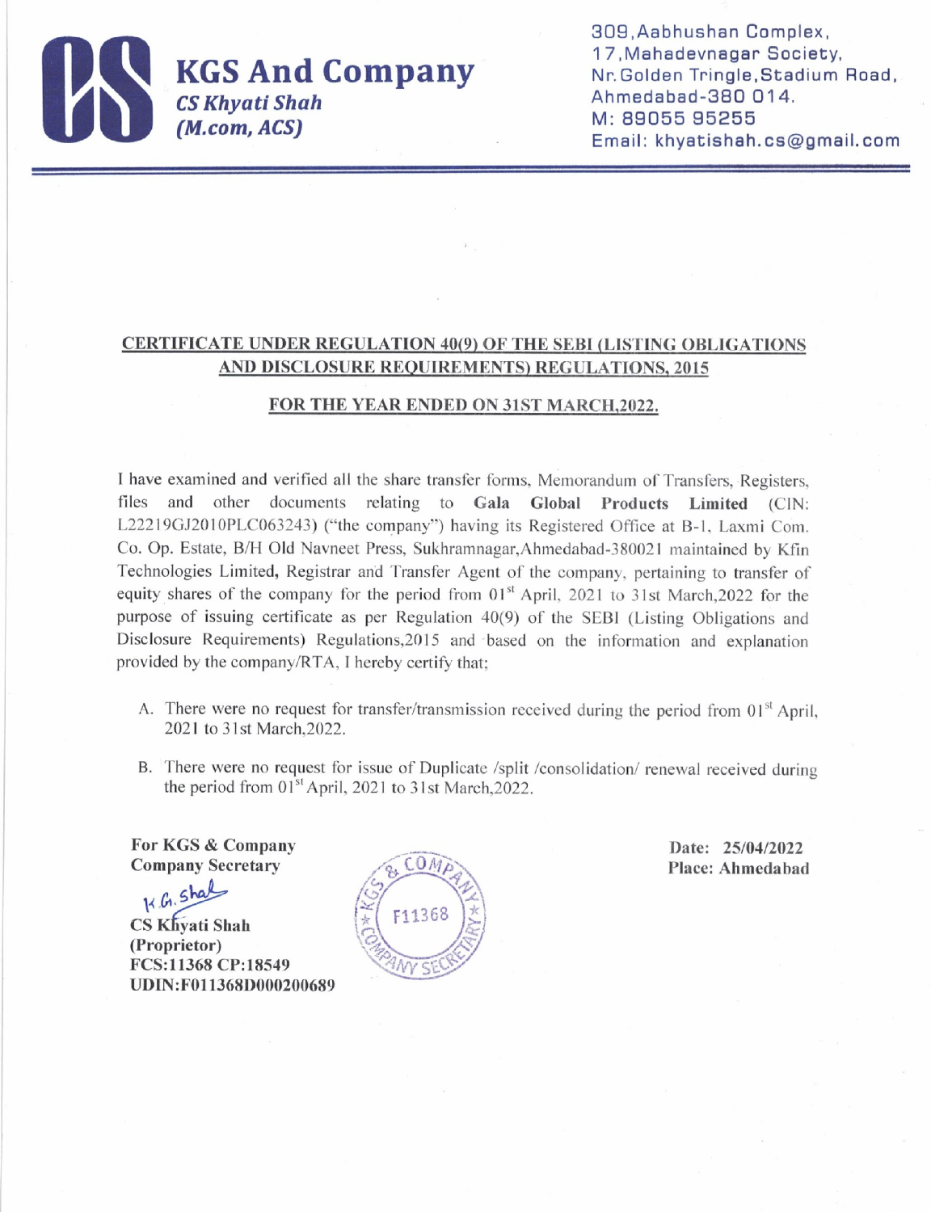**KGS And Company**
*CS Khyati Shah*
*(M.com, ACS)*

309, Aabhushan Complex,
17, Mahadevnagar Society,
Nr. Golden Tringle, Stadium Road,
Ahmedabad-380 014.
M: 89055 95255
Email: khyatishah.cs@gmail.com

## CERTIFICATE UNDER REGULATION 40(9) OF THE SEBI (LISTING OBLIGATIONS AND DISCLOSURE REQUIREMENTS) REGULATIONS, 2015

### FOR THE YEAR ENDED ON 31ST MARCH,2022.

I have examined and verified all the share transfer forms, Memorandum of Transfers, Registers, files and other documents relating to **Gala Global Products Limited** (CIN: L22219GJ2010PLC063243) ("the company") having its Registered Office at B-1, Laxmi Com. Co. Op. Estate, B/H Old Navneet Press, Sukhramnagar,Ahmedabad-380021 maintained by Kfin Technologies Limited, Registrar and Transfer Agent of the company, pertaining to transfer of equity shares of the company for the period from 01st April, 2021 to 31st March,2022 for the purpose of issuing certificate as per Regulation 40(9) of the SEBI (Listing Obligations and Disclosure Requirements) Regulations,2015 and based on the information and explanation provided by the company/RTA, I hereby certify that;

A. There were no request for transfer/transmission received during the period from 01st April, 2021 to 31st March,2022.

B. There were no request for issue of Duplicate /split /consolidation/ renewal received during the period from 01st April, 2021 to 31st March,2022.

**For KGS & Company**
**Company Secretary**

K.G. Shah

**CS Khyati Shah**
**(Proprietor)**
**FCS:11368 CP:18549**
**UDIN:F011368D000200689**

**Date: 25/04/2022**
**Place: Ahmedabad**